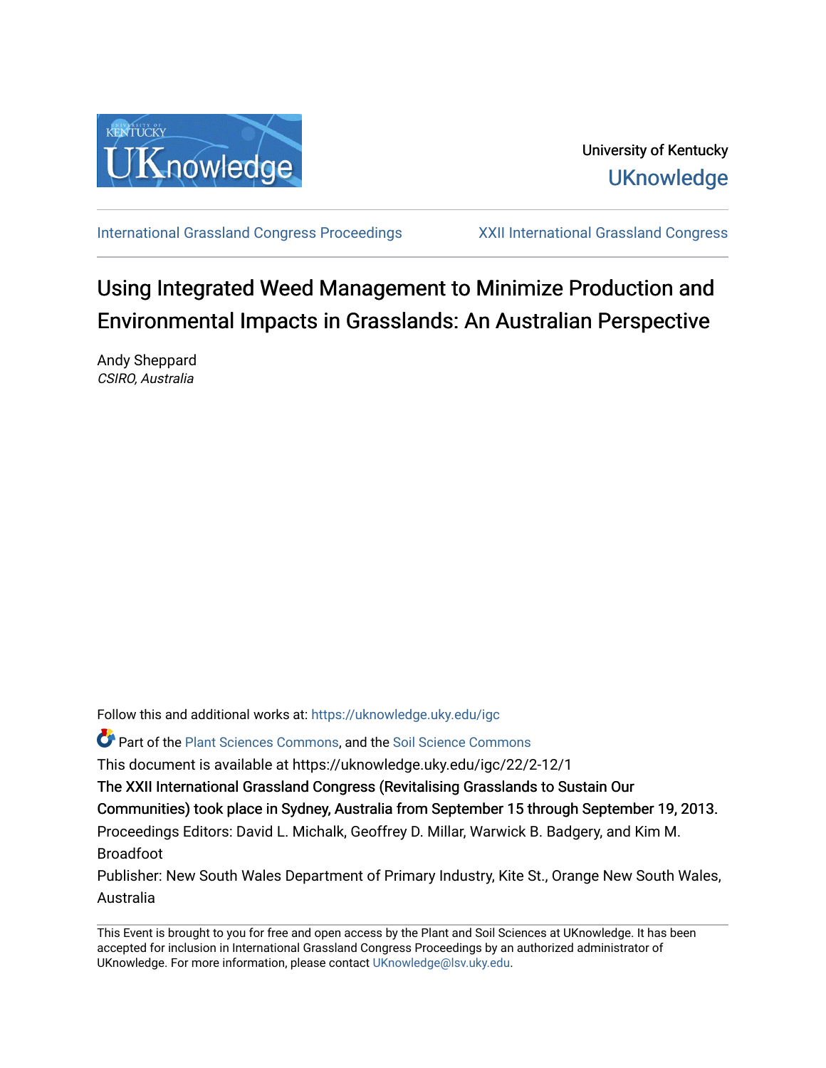University of Kentucky
UKnowledge

International Grassland Congress Proceedings | XXII International Grassland Congress

# Using Integrated Weed Management to Minimize Production and Environmental Impacts in Grasslands: An Australian Perspective

Andy Sheppard
*CSIRO, Australia*

Follow this and additional works at: https://uknowledge.uky.edu/igc

Part of the Plant Sciences Commons, and the Soil Science Commons

This document is available at https://uknowledge.uky.edu/igc/22/2-12/1

The XXII International Grassland Congress (Revitalising Grasslands to Sustain Our Communities) took place in Sydney, Australia from September 15 through September 19, 2013.

Proceedings Editors: David L. Michalk, Geoffrey D. Millar, Warwick B. Badgery, and Kim M. Broadfoot

Publisher: New South Wales Department of Primary Industry, Kite St., Orange New South Wales, Australia

This Event is brought to you for free and open access by the Plant and Soil Sciences at UKnowledge. It has been accepted for inclusion in International Grassland Congress Proceedings by an authorized administrator of UKnowledge. For more information, please contact UKnowledge@lsv.uky.edu.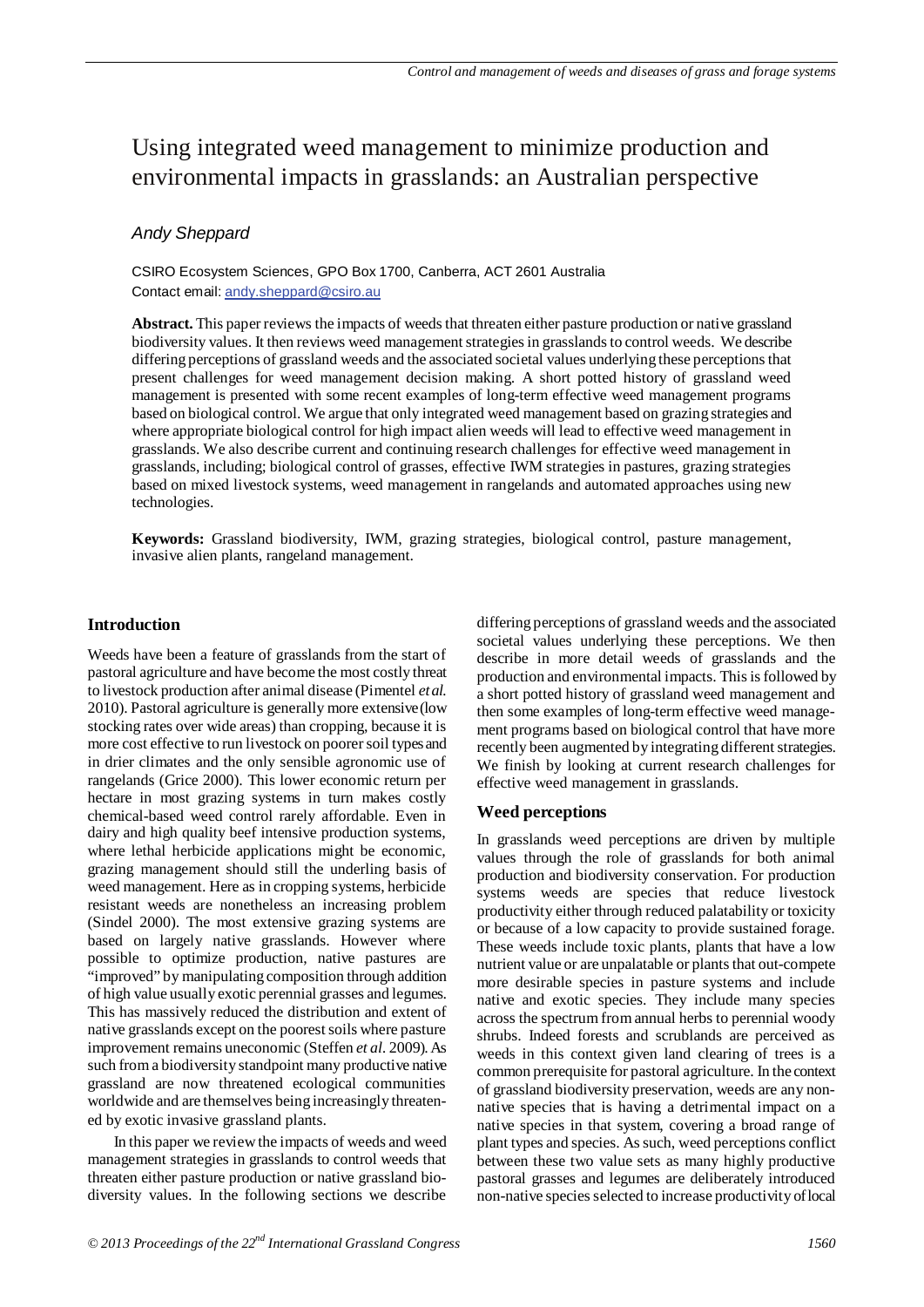# Using integrated weed management to minimize production and environmental impacts in grasslands: an Australian perspective

*Andy Sheppard*

CSIRO Ecosystem Sciences, GPO Box 1700, Canberra, ACT 2601 Australia
Contact email: andy.sheppard@csiro.au

**Abstract.** This paper reviews the impacts of weeds that threaten either pasture production or native grassland biodiversity values. It then reviews weed management strategies in grasslands to control weeds. We describe differing perceptions of grassland weeds and the associated societal values underlying these perceptions that present challenges for weed management decision making. A short potted history of grassland weed management is presented with some recent examples of long-term effective weed management programs based on biological control. We argue that only integrated weed management based on grazing strategies and where appropriate biological control for high impact alien weeds will lead to effective weed management in grasslands. We also describe current and continuing research challenges for effective weed management in grasslands, including; biological control of grasses, effective IWM strategies in pastures, grazing strategies based on mixed livestock systems, weed management in rangelands and automated approaches using new technologies.

**Keywords:** Grassland biodiversity, IWM, grazing strategies, biological control, pasture management, invasive alien plants, rangeland management.

## Introduction

Weeds have been a feature of grasslands from the start of pastoral agriculture and have become the most costly threat to livestock production after animal disease (Pimentel *et al.* 2010). Pastoral agriculture is generally more extensive (low stocking rates over wide areas) than cropping, because it is more cost effective to run livestock on poorer soil types and in drier climates and the only sensible agronomic use of rangelands (Grice 2000). This lower economic return per hectare in most grazing systems in turn makes costly chemical-based weed control rarely affordable. Even in dairy and high quality beef intensive production systems, where lethal herbicide applications might be economic, grazing management should still the underling basis of weed management. Here as in cropping systems, herbicide resistant weeds are nonetheless an increasing problem (Sindel 2000). The most extensive grazing systems are based on largely native grasslands. However where possible to optimize production, native pastures are "improved" by manipulating composition through addition of high value usually exotic perennial grasses and legumes. This has massively reduced the distribution and extent of native grasslands except on the poorest soils where pasture improvement remains uneconomic (Steffen *et al.* 2009). As such from a biodiversity standpoint many productive native grassland are now threatened ecological communities worldwide and are themselves being increasingly threatened by exotic invasive grassland plants.

In this paper we review the impacts of weeds and weed management strategies in grasslands to control weeds that threaten either pasture production or native grassland biodiversity values. In the following sections we describe differing perceptions of grassland weeds and the associated societal values underlying these perceptions. We then describe in more detail weeds of grasslands and the production and environmental impacts. This is followed by a short potted history of grassland weed management and then some examples of long-term effective weed management programs based on biological control that have more recently been augmented by integrating different strategies. We finish by looking at current research challenges for effective weed management in grasslands.

### Weed perceptions

In grasslands weed perceptions are driven by multiple values through the role of grasslands for both animal production and biodiversity conservation. For production systems weeds are species that reduce livestock productivity either through reduced palatability or toxicity or because of a low capacity to provide sustained forage. These weeds include toxic plants, plants that have a low nutrient value or are unpalatable or plants that out-compete more desirable species in pasture systems and include native and exotic species. They include many species across the spectrum from annual herbs to perennial woody shrubs. Indeed forests and scrublands are perceived as weeds in this context given land clearing of trees is a common prerequisite for pastoral agriculture. In the context of grassland biodiversity preservation, weeds are any non-native species that is having a detrimental impact on a native species in that system, covering a broad range of plant types and species. As such, weed perceptions conflict between these two value sets as many highly productive pastoral grasses and legumes are deliberately introduced non-native species selected to increase productivity of local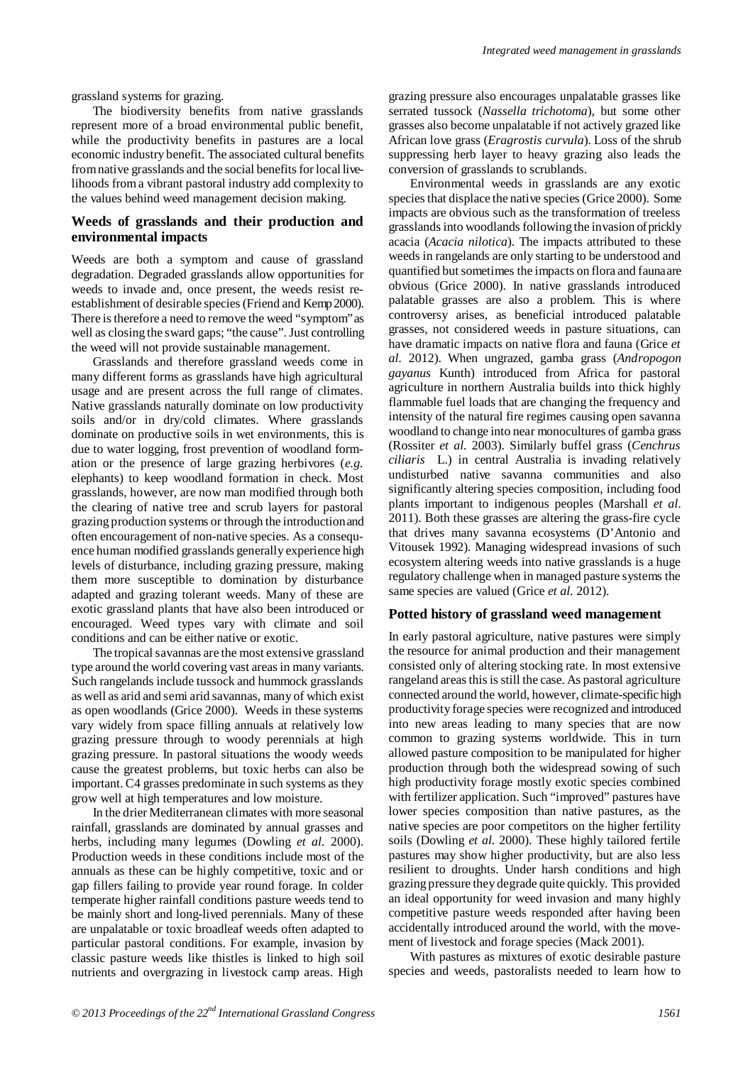grassland systems for grazing.

The biodiversity benefits from native grasslands represent more of a broad environmental public benefit, while the productivity benefits in pastures are a local economic industry benefit. The associated cultural benefits from native grasslands and the social benefits for local livelihoods from a vibrant pastoral industry add complexity to the values behind weed management decision making.

## Weeds of grasslands and their production and environmental impacts

Weeds are both a symptom and cause of grassland degradation. Degraded grasslands allow opportunities for weeds to invade and, once present, the weeds resist re-establishment of desirable species (Friend and Kemp 2000). There is therefore a need to remove the weed "symptom" as well as closing the sward gaps; "the cause". Just controlling the weed will not provide sustainable management.

Grasslands and therefore grassland weeds come in many different forms as grasslands have high agricultural usage and are present across the full range of climates. Native grasslands naturally dominate on low productivity soils and/or in dry/cold climates. Where grasslands dominate on productive soils in wet environments, this is due to water logging, frost prevention of woodland formation or the presence of large grazing herbivores (*e.g.* elephants) to keep woodland formation in check. Most grasslands, however, are now man modified through both the clearing of native tree and scrub layers for pastoral grazing production systems or through the introduction and often encouragement of non-native species. As a consequence human modified grasslands generally experience high levels of disturbance, including grazing pressure, making them more susceptible to domination by disturbance adapted and grazing tolerant weeds. Many of these are exotic grassland plants that have also been introduced or encouraged. Weed types vary with climate and soil conditions and can be either native or exotic.

The tropical savannas are the most extensive grassland type around the world covering vast areas in many variants. Such rangelands include tussock and hummock grasslands as well as arid and semi arid savannas, many of which exist as open woodlands (Grice 2000). Weeds in these systems vary widely from space filling annuals at relatively low grazing pressure through to woody perennials at high grazing pressure. In pastoral situations the woody weeds cause the greatest problems, but toxic herbs can also be important. C4 grasses predominate in such systems as they grow well at high temperatures and low moisture.

In the drier Mediterranean climates with more seasonal rainfall, grasslands are dominated by annual grasses and herbs, including many legumes (Dowling *et al.* 2000). Production weeds in these conditions include most of the annuals as these can be highly competitive, toxic and or gap fillers failing to provide year round forage. In colder temperate higher rainfall conditions pasture weeds tend to be mainly short and long-lived perennials. Many of these are unpalatable or toxic broadleaf weeds often adapted to particular pastoral conditions. For example, invasion by classic pasture weeds like thistles is linked to high soil nutrients and overgrazing in livestock camp areas. High grazing pressure also encourages unpalatable grasses like serrated tussock (*Nassella trichotoma*), but some other grasses also become unpalatable if not actively grazed like African love grass (*Eragrostis curvula*). Loss of the shrub suppressing herb layer to heavy grazing also leads the conversion of grasslands to scrublands.

Environmental weeds in grasslands are any exotic species that displace the native species (Grice 2000). Some impacts are obvious such as the transformation of treeless grasslands into woodlands following the invasion of prickly acacia (*Acacia nilotica*). The impacts attributed to these weeds in rangelands are only starting to be understood and quantified but sometimes the impacts on flora and fauna are obvious (Grice 2000). In native grasslands introduced palatable grasses are also a problem. This is where controversy arises, as beneficial introduced palatable grasses, not considered weeds in pasture situations, can have dramatic impacts on native flora and fauna (Grice *et al.* 2012). When ungrazed, gamba grass (*Andropogon gayanus* Kunth) introduced from Africa for pastoral agriculture in northern Australia builds into thick highly flammable fuel loads that are changing the frequency and intensity of the natural fire regimes causing open savanna woodland to change into near monocultures of gamba grass (Rossiter *et al.* 2003). Similarly buffel grass (*Cenchrus ciliaris* L.) in central Australia is invading relatively undisturbed native savanna communities and also significantly altering species composition, including food plants important to indigenous peoples (Marshall *et al.* 2011). Both these grasses are altering the grass-fire cycle that drives many savanna ecosystems (D'Antonio and Vitousek 1992). Managing widespread invasions of such ecosystem altering weeds into native grasslands is a huge regulatory challenge when in managed pasture systems the same species are valued (Grice *et al.* 2012).

## Potted history of grassland weed management

In early pastoral agriculture, native pastures were simply the resource for animal production and their management consisted only of altering stocking rate. In most extensive rangeland areas this is still the case. As pastoral agriculture connected around the world, however, climate-specific high productivity forage species were recognized and introduced into new areas leading to many species that are now common to grazing systems worldwide. This in turn allowed pasture composition to be manipulated for higher production through both the widespread sowing of such high productivity forage mostly exotic species combined with fertilizer application. Such "improved" pastures have lower species composition than native pastures, as the native species are poor competitors on the higher fertility soils (Dowling *et al.* 2000). These highly tailored fertile pastures may show higher productivity, but are also less resilient to droughts. Under harsh conditions and high grazing pressure they degrade quite quickly. This provided an ideal opportunity for weed invasion and many highly competitive pasture weeds responded after having been accidentally introduced around the world, with the movement of livestock and forage species (Mack 2001).

With pastures as mixtures of exotic desirable pasture species and weeds, pastoralists needed to learn how to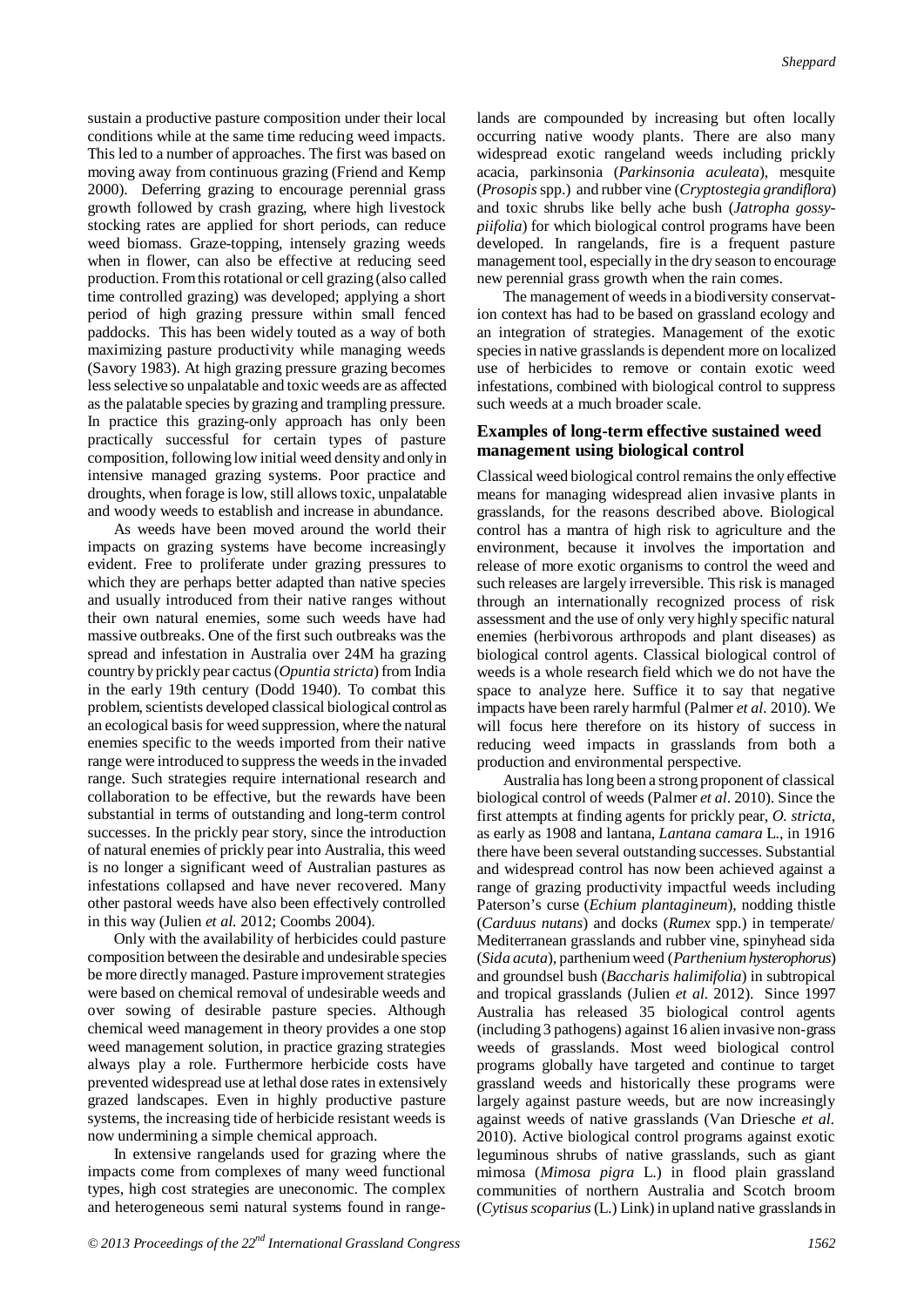sustain a productive pasture composition under their local conditions while at the same time reducing weed impacts. This led to a number of approaches. The first was based on moving away from continuous grazing (Friend and Kemp 2000). Deferring grazing to encourage perennial grass growth followed by crash grazing, where high livestock stocking rates are applied for short periods, can reduce weed biomass. Graze-topping, intensely grazing weeds when in flower, can also be effective at reducing seed production. From this rotational or cell grazing (also called time controlled grazing) was developed; applying a short period of high grazing pressure within small fenced paddocks. This has been widely touted as a way of both maximizing pasture productivity while managing weeds (Savory 1983). At high grazing pressure grazing becomes less selective so unpalatable and toxic weeds are as affected as the palatable species by grazing and trampling pressure. In practice this grazing-only approach has only been practically successful for certain types of pasture composition, following low initial weed density and only in intensive managed grazing systems. Poor practice and droughts, when forage is low, still allows toxic, unpalatable and woody weeds to establish and increase in abundance.

As weeds have been moved around the world their impacts on grazing systems have become increasingly evident. Free to proliferate under grazing pressures to which they are perhaps better adapted than native species and usually introduced from their native ranges without their own natural enemies, some such weeds have had massive outbreaks. One of the first such outbreaks was the spread and infestation in Australia over 24M ha grazing country by prickly pear cactus (*Opuntia stricta*) from India in the early 19th century (Dodd 1940). To combat this problem, scientists developed classical biological control as an ecological basis for weed suppression, where the natural enemies specific to the weeds imported from their native range were introduced to suppress the weeds in the invaded range. Such strategies require international research and collaboration to be effective, but the rewards have been substantial in terms of outstanding and long-term control successes. In the prickly pear story, since the introduction of natural enemies of prickly pear into Australia, this weed is no longer a significant weed of Australian pastures as infestations collapsed and have never recovered. Many other pastoral weeds have also been effectively controlled in this way (Julien *et al.* 2012; Coombs 2004).

Only with the availability of herbicides could pasture composition between the desirable and undesirable species be more directly managed. Pasture improvement strategies were based on chemical removal of undesirable weeds and over sowing of desirable pasture species. Although chemical weed management in theory provides a one stop weed management solution, in practice grazing strategies always play a role. Furthermore herbicide costs have prevented widespread use at lethal dose rates in extensively grazed landscapes. Even in highly productive pasture systems, the increasing tide of herbicide resistant weeds is now undermining a simple chemical approach.

In extensive rangelands used for grazing where the impacts come from complexes of many weed functional types, high cost strategies are uneconomic. The complex and heterogeneous semi natural systems found in rangelands are compounded by increasing but often locally occurring native woody plants. There are also many widespread exotic rangeland weeds including prickly acacia, parkinsonia (*Parkinsonia aculeata*), mesquite (*Prosopis* spp.) and rubber vine (*Cryptostegia grandiflora*) and toxic shrubs like belly ache bush (*Jatropha gossypiifolia*) for which biological control programs have been developed. In rangelands, fire is a frequent pasture management tool, especially in the dry season to encourage new perennial grass growth when the rain comes.

The management of weeds in a biodiversity conservation context has had to be based on grassland ecology and an integration of strategies. Management of the exotic species in native grasslands is dependent more on localized use of herbicides to remove or contain exotic weed infestations, combined with biological control to suppress such weeds at a much broader scale.

## Examples of long-term effective sustained weed management using biological control

Classical weed biological control remains the only effective means for managing widespread alien invasive plants in grasslands, for the reasons described above. Biological control has a mantra of high risk to agriculture and the environment, because it involves the importation and release of more exotic organisms to control the weed and such releases are largely irreversible. This risk is managed through an internationally recognized process of risk assessment and the use of only very highly specific natural enemies (herbivorous arthropods and plant diseases) as biological control agents. Classical biological control of weeds is a whole research field which we do not have the space to analyze here. Suffice it to say that negative impacts have been rarely harmful (Palmer *et al.* 2010). We will focus here therefore on its history of success in reducing weed impacts in grasslands from both a production and environmental perspective.

Australia has long been a strong proponent of classical biological control of weeds (Palmer *et al.* 2010). Since the first attempts at finding agents for prickly pear, *O. stricta*, as early as 1908 and lantana, *Lantana camara* L., in 1916 there have been several outstanding successes. Substantial and widespread control has now been achieved against a range of grazing productivity impactful weeds including Paterson's curse (*Echium plantagineum*), nodding thistle (*Carduus nutans*) and docks (*Rumex* spp.) in temperate/ Mediterranean grasslands and rubber vine, spinyhead sida (*Sida acuta*), parthenium weed (*Parthenium hysterophorus*) and groundsel bush (*Baccharis halimifolia*) in subtropical and tropical grasslands (Julien *et al.* 2012). Since 1997 Australia has released 35 biological control agents (including 3 pathogens) against 16 alien invasive non-grass weeds of grasslands. Most weed biological control programs globally have targeted and continue to target grassland weeds and historically these programs were largely against pasture weeds, but are now increasingly against weeds of native grasslands (Van Driesche *et al.* 2010). Active biological control programs against exotic leguminous shrubs of native grasslands, such as giant mimosa (*Mimosa pigra* L.) in flood plain grassland communities of northern Australia and Scotch broom (*Cytisus scoparius* (L.) Link) in upland native grasslands in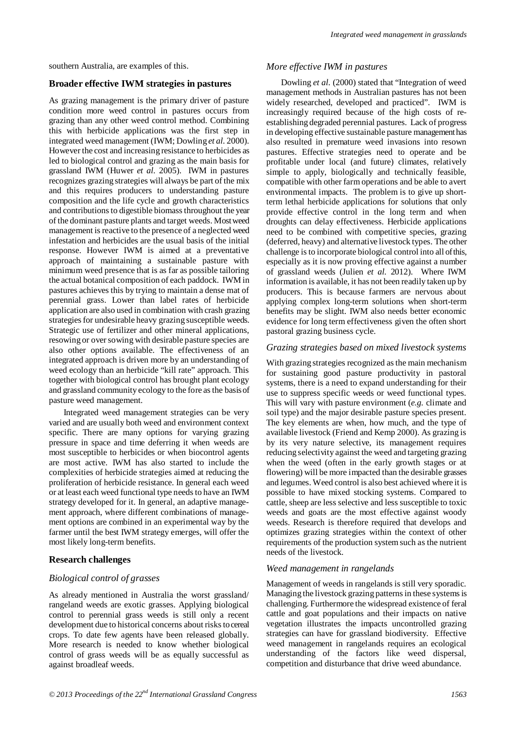southern Australia, are examples of this.

## Broader effective IWM strategies in pastures

As grazing management is the primary driver of pasture condition more weed control in pastures occurs from grazing than any other weed control method. Combining this with herbicide applications was the first step in integrated weed management (IWM; Dowling *et al.* 2000). However the cost and increasing resistance to herbicides as led to biological control and grazing as the main basis for grassland IWM (Huwer *et al.* 2005). IWM in pastures recognizes grazing strategies will always be part of the mix and this requires producers to understanding pasture composition and the life cycle and growth characteristics and contributions to digestible biomass throughout the year of the dominant pasture plants and target weeds. Most weed management is reactive to the presence of a neglected weed infestation and herbicides are the usual basis of the initial response. However IWM is aimed at a preventative approach of maintaining a sustainable pasture with minimum weed presence that is as far as possible tailoring the actual botanical composition of each paddock. IWM in pastures achieves this by trying to maintain a dense mat of perennial grass. Lower than label rates of herbicide application are also used in combination with crash grazing strategies for undesirable heavy grazing susceptible weeds. Strategic use of fertilizer and other mineral applications, resowing or over sowing with desirable pasture species are also other options available. The effectiveness of an integrated approach is driven more by an understanding of weed ecology than an herbicide "kill rate" approach. This together with biological control has brought plant ecology and grassland community ecology to the fore as the basis of pasture weed management.

Integrated weed management strategies can be very varied and are usually both weed and environment context specific. There are many options for varying grazing pressure in space and time deferring it when weeds are most susceptible to herbicides or when biocontrol agents are most active. IWM has also started to include the complexities of herbicide strategies aimed at reducing the proliferation of herbicide resistance. In general each weed or at least each weed functional type needs to have an IWM strategy developed for it. In general, an adaptive management approach, where different combinations of management options are combined in an experimental way by the farmer until the best IWM strategy emerges, will offer the most likely long-term benefits.

## Research challenges

### *Biological control of grasses*

As already mentioned in Australia the worst grassland/ rangeland weeds are exotic grasses. Applying biological control to perennial grass weeds is still only a recent development due to historical concerns about risks to cereal crops. To date few agents have been released globally. More research is needed to know whether biological control of grass weeds will be as equally successful as against broadleaf weeds.

### *More effective IWM in pastures*

Dowling *et al.* (2000) stated that "Integration of weed management methods in Australian pastures has not been widely researched, developed and practiced". IWM is increasingly required because of the high costs of re-establishing degraded perennial pastures. Lack of progress in developing effective sustainable pasture management has also resulted in premature weed invasions into resown pastures. Effective strategies need to operate and be profitable under local (and future) climates, relatively simple to apply, biologically and technically feasible, compatible with other farm operations and be able to avert environmental impacts. The problem is to give up short-term lethal herbicide applications for solutions that only provide effective control in the long term and when droughts can delay effectiveness. Herbicide applications need to be combined with competitive species, grazing (deferred, heavy) and alternative livestock types. The other challenge is to incorporate biological control into all of this, especially as it is now proving effective against a number of grassland weeds (Julien *et al.* 2012). Where IWM information is available, it has not been readily taken up by producers. This is because farmers are nervous about applying complex long-term solutions when short-term benefits may be slight. IWM also needs better economic evidence for long term effectiveness given the often short pastoral grazing business cycle.

### *Grazing strategies based on mixed livestock systems*

With grazing strategies recognized as the main mechanism for sustaining good pasture productivity in pastoral systems, there is a need to expand understanding for their use to suppress specific weeds or weed functional types. This will vary with pasture environment (*e.g.* climate and soil type) and the major desirable pasture species present. The key elements are when, how much, and the type of available livestock (Friend and Kemp 2000). As grazing is by its very nature selective, its management requires reducing selectivity against the weed and targeting grazing when the weed (often in the early growth stages or at flowering) will be more impacted than the desirable grasses and legumes. Weed control is also best achieved where it is possible to have mixed stocking systems. Compared to cattle, sheep are less selective and less susceptible to toxic weeds and goats are the most effective against woody weeds. Research is therefore required that develops and optimizes grazing strategies within the context of other requirements of the production system such as the nutrient needs of the livestock.

### *Weed management in rangelands*

Management of weeds in rangelands is still very sporadic. Managing the livestock grazing patterns in these systems is challenging. Furthermore the widespread existence of feral cattle and goat populations and their impacts on native vegetation illustrates the impacts uncontrolled grazing strategies can have for grassland biodiversity. Effective weed management in rangelands requires an ecological understanding of the factors like weed dispersal, competition and disturbance that drive weed abundance.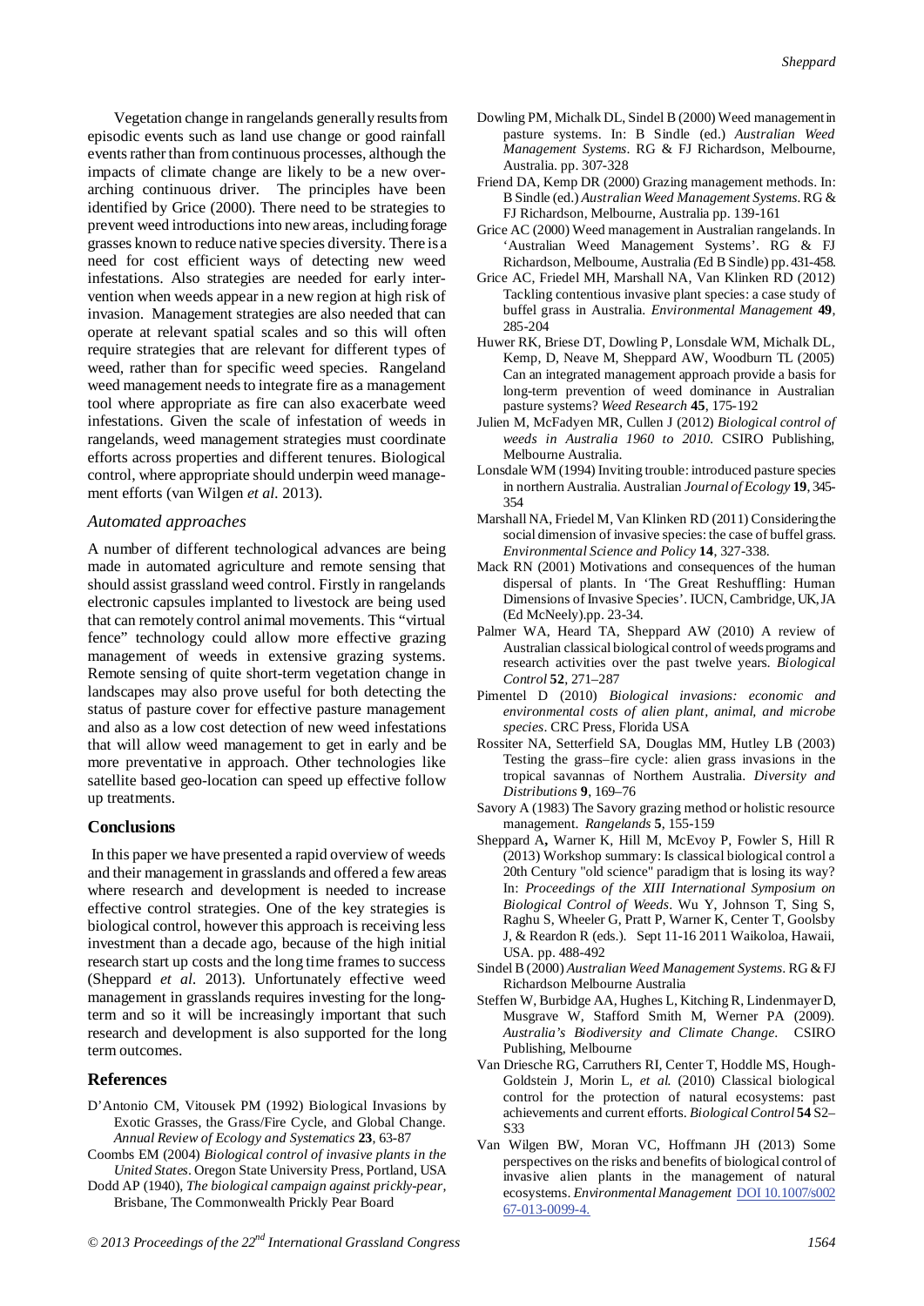Vegetation change in rangelands generally results from episodic events such as land use change or good rainfall events rather than from continuous processes, although the impacts of climate change are likely to be a new over-arching continuous driver. The principles have been identified by Grice (2000). There need to be strategies to prevent weed introductions into new areas, including forage grasses known to reduce native species diversity. There is a need for cost efficient ways of detecting new weed infestations. Also strategies are needed for early intervention when weeds appear in a new region at high risk of invasion. Management strategies are also needed that can operate at relevant spatial scales and so this will often require strategies that are relevant for different types of weed, rather than for specific weed species. Rangeland weed management needs to integrate fire as a management tool where appropriate as fire can also exacerbate weed infestations. Given the scale of infestation of weeds in rangelands, weed management strategies must coordinate efforts across properties and different tenures. Biological control, where appropriate should underpin weed management efforts (van Wilgen *et al.* 2013).

### *Automated approaches*

A number of different technological advances are being made in automated agriculture and remote sensing that should assist grassland weed control. Firstly in rangelands electronic capsules implanted to livestock are being used that can remotely control animal movements. This "virtual fence" technology could allow more effective grazing management of weeds in extensive grazing systems. Remote sensing of quite short-term vegetation change in landscapes may also prove useful for both detecting the status of pasture cover for effective pasture management and also as a low cost detection of new weed infestations that will allow weed management to get in early and be more preventative in approach. Other technologies like satellite based geo-location can speed up effective follow up treatments.

## Conclusions

In this paper we have presented a rapid overview of weeds and their management in grasslands and offered a few areas where research and development is needed to increase effective control strategies. One of the key strategies is biological control, however this approach is receiving less investment than a decade ago, because of the high initial research start up costs and the long time frames to success (Sheppard *et al.* 2013). Unfortunately effective weed management in grasslands requires investing for the long-term and so it will be increasingly important that such research and development is also supported for the long term outcomes.

## References

D'Antonio CM, Vitousek PM (1992) Biological Invasions by Exotic Grasses, the Grass/Fire Cycle, and Global Change. *Annual Review of Ecology and Systematics* **23**, 63-87

Coombs EM (2004) *Biological control of invasive plants in the United States*. Oregon State University Press, Portland, USA

Dodd AP (1940), *The biological campaign against prickly-pear*, Brisbane, The Commonwealth Prickly Pear Board

Dowling PM, Michalk DL, Sindel B (2000) Weed management in pasture systems. In: B Sindle (ed.) *Australian Weed Management Systems*. RG & FJ Richardson, Melbourne, Australia. pp. 307-328

Friend DA, Kemp DR (2000) Grazing management methods. In: B Sindle (ed.) *Australian Weed Management Systems*. RG & FJ Richardson, Melbourne, Australia pp. 139-161

Grice AC (2000) Weed management in Australian rangelands. In 'Australian Weed Management Systems'. RG & FJ Richardson, Melbourne, Australia (Ed B Sindle) pp. 431-458.

Grice AC, Friedel MH, Marshall NA, Van Klinken RD (2012) Tackling contentious invasive plant species: a case study of buffel grass in Australia. *Environmental Management* **49**, 285-204

Huwer RK, Briese DT, Dowling P, Lonsdale WM, Michalk DL, Kemp, D, Neave M, Sheppard AW, Woodburn TL (2005) Can an integrated management approach provide a basis for long-term prevention of weed dominance in Australian pasture systems? *Weed Research* **45**, 175-192

Julien M, McFadyen MR, Cullen J (2012) *Biological control of weeds in Australia 1960 to 2010*. CSIRO Publishing, Melbourne Australia.

Lonsdale WM (1994) Inviting trouble: introduced pasture species in northern Australia. Australian *Journal of Ecology* **19**, 345-354

Marshall NA, Friedel M, Van Klinken RD (2011) Considering the social dimension of invasive species: the case of buffel grass. *Environmental Science and Policy* **14**, 327-338.

Mack RN (2001) Motivations and consequences of the human dispersal of plants. In 'The Great Reshuffling: Human Dimensions of Invasive Species'. IUCN, Cambridge, UK, JA (Ed McNeely).pp. 23-34.

Palmer WA, Heard TA, Sheppard AW (2010) A review of Australian classical biological control of weeds programs and research activities over the past twelve years. *Biological Control* **52**, 271–287

Pimentel D (2010) *Biological invasions: economic and environmental costs of alien plant, animal, and microbe species*. CRC Press, Florida USA

Rossiter NA, Setterfield SA, Douglas MM, Hutley LB (2003) Testing the grass–fire cycle: alien grass invasions in the tropical savannas of Northern Australia. *Diversity and Distributions* **9**, 169–76

Savory A (1983) The Savory grazing method or holistic resource management. *Rangelands* **5**, 155-159

Sheppard A**,** Warner K, Hill M, McEvoy P, Fowler S, Hill R (2013) Workshop summary: Is classical biological control a 20th Century "old science" paradigm that is losing its way? In: *Proceedings of the XIII International Symposium on Biological Control of Weeds*. Wu Y, Johnson T, Sing S, Raghu S, Wheeler G, Pratt P, Warner K, Center T, Goolsby J, & Reardon R (eds.). Sept 11-16 2011 Waikoloa, Hawaii, USA. pp. 488-492

Sindel B (2000) *Australian Weed Management Systems*. RG & FJ Richardson Melbourne Australia

Steffen W, Burbidge AA, Hughes L, Kitching R, Lindenmayer D, Musgrave W, Stafford Smith M, Werner PA (2009). *Australia's Biodiversity and Climate Change*. CSIRO Publishing, Melbourne

Van Driesche RG, Carruthers RI, Center T, Hoddle MS, Hough-Goldstein J, Morin L, *et al.* (2010) Classical biological control for the protection of natural ecosystems: past achievements and current efforts. *Biological Control* **54** S2–S33

Van Wilgen BW, Moran VC, Hoffmann JH (2013) Some perspectives on the risks and benefits of biological control of invasive alien plants in the management of natural ecosystems. *Environmental Management* DOI 10.1007/s00267-013-0099-4.